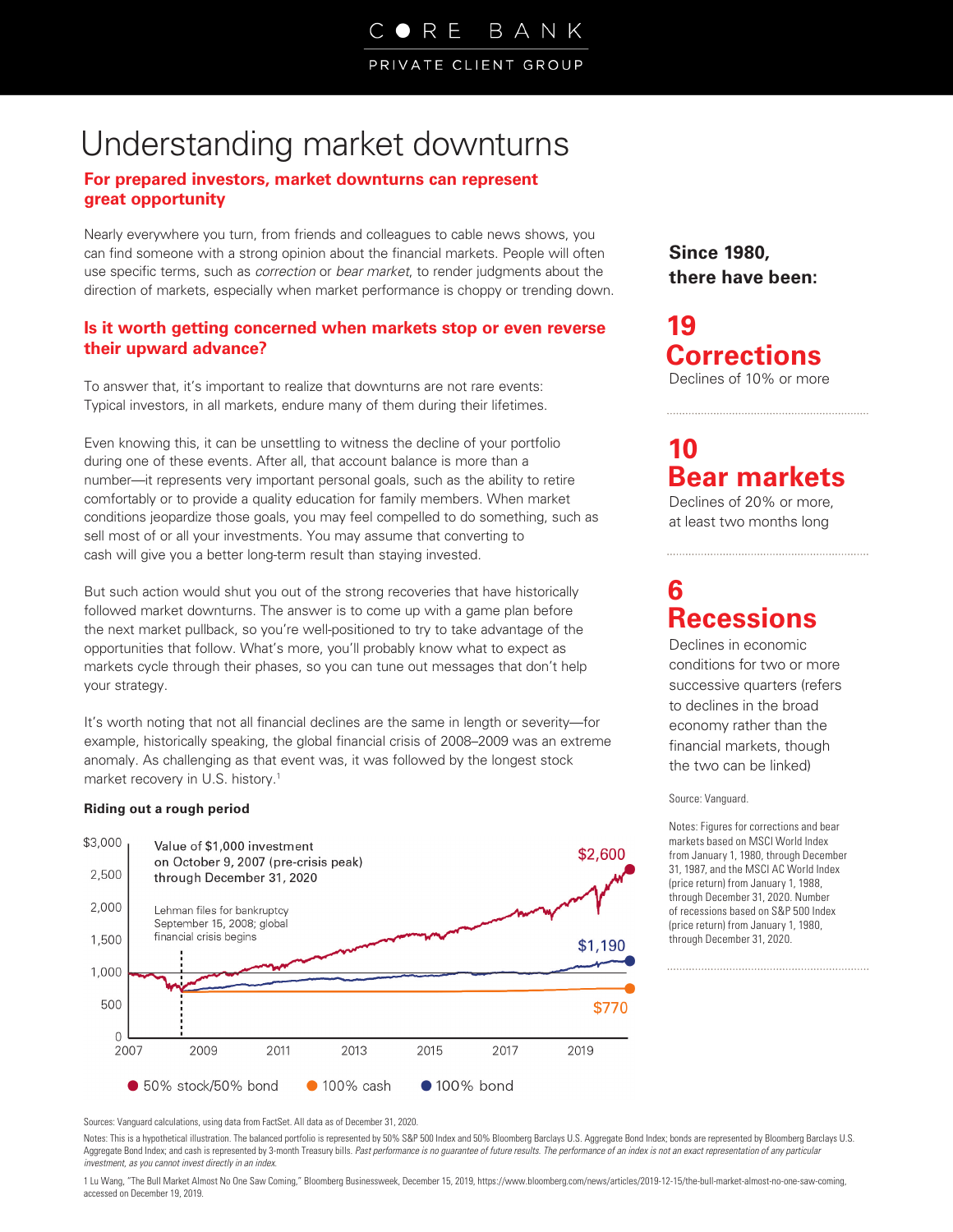CORE BANK

PRIVATE CLIENT GROUP

# Understanding market downturns

## For prepared investors, market downturns can represent great opportunity

Nearly everywhere you turn, from friends and colleagues to cable news shows, you can find someone with a strong opinion about the financial markets. People will often use specific terms, such as *correction* or *bear market*, to render judgments about the direction of markets, especially when market performance is choppy or trending down.

## Is it worth getting concerned when markets stop or even reverse their upward advance?

To answer that, it's important to realize that downturns are not rare events: Typical investors, in all markets, endure many of them during their lifetimes.

Even knowing this, it can be unsettling to witness the decline of your portfolio during one of these events. After all, that account balance is more than a number—it represents very important personal goals, such as the ability to retire comfortably or to provide a quality education for family members. When market conditions jeopardize those goals, you may feel compelled to do something, such as sell most of or all your investments. You may assume that converting to cash will give you a better long-term result than staying invested.

But such action would shut you out of the strong recoveries that have historically followed market downturns. The answer is to come up with a game plan before the next market pullback, so you're well-positioned to try to take advantage of the opportunities that follow. What's more, you'll probably know what to expect as markets cycle through their phases, so you can tune out messages that don't help your strategy.

It's worth noting that not all financial declines are the same in length or severity—for example, historically speaking, the global financial crisis of 2008–2009 was an extreme anomaly. As challenging as that event was, it was followed by the longest stock market recovery in U.S. history.[1]

**Riding out a rough period**

Value of $1,000 investment on October 9, 2007 (pre-crisis peak) through December 31, 2020

Lehman files for bankruptcy September 15, 2008; global financial crisis begins

$3,000
2,500
2,000
1,500
1,000
500
0

2007
2009
2011
2013
2015
2017
2019

$2,600
$1,190
$770

50% stock/50% bond
100% cash
100% bond

**Since 1980, there have been:**

**19 Corrections**
Declines of 10% or more

**10 Bear markets**
Declines of 20% or more, at least two months long

**6 Recessions**
Declines in economic conditions for two or more successive quarters (refers to declines in the broad economy rather than the financial markets, though the two can be linked)

Source: Vanguard.

Notes: Figures for corrections and bear markets based on MSCI World Index from January 1, 1980, through December 31, 1987, and the MSCI AC World Index (price return) from January 1, 1988, through December 31, 2020. Number of recessions based on S&P 500 Index (price return) from January 1, 1980, through December 31, 2020.

Sources: Vanguard calculations, using data from FactSet. All data as of December 31, 2020.

Notes: This is a hypothetical illustration. The balanced portfolio is represented by 50% S&P 500 Index and 50% Bloomberg Barclays U.S. Aggregate Bond Index; bonds are represented by Bloomberg Barclays U.S. Aggregate Bond Index; and cash is represented by 3-month Treasury bills. *Past performance is no guarantee of future results. The performance of an index is not an exact representation of any particular investment, as you cannot invest directly in an index.*

1 Lu Wang, "The Bull Market Almost No One Saw Coming," Bloomberg Businessweek, December 15, 2019, https://www.bloomberg.com/news/articles/2019-12-15/the-bull-market-almost-no-one-saw-coming, accessed on December 19, 2019.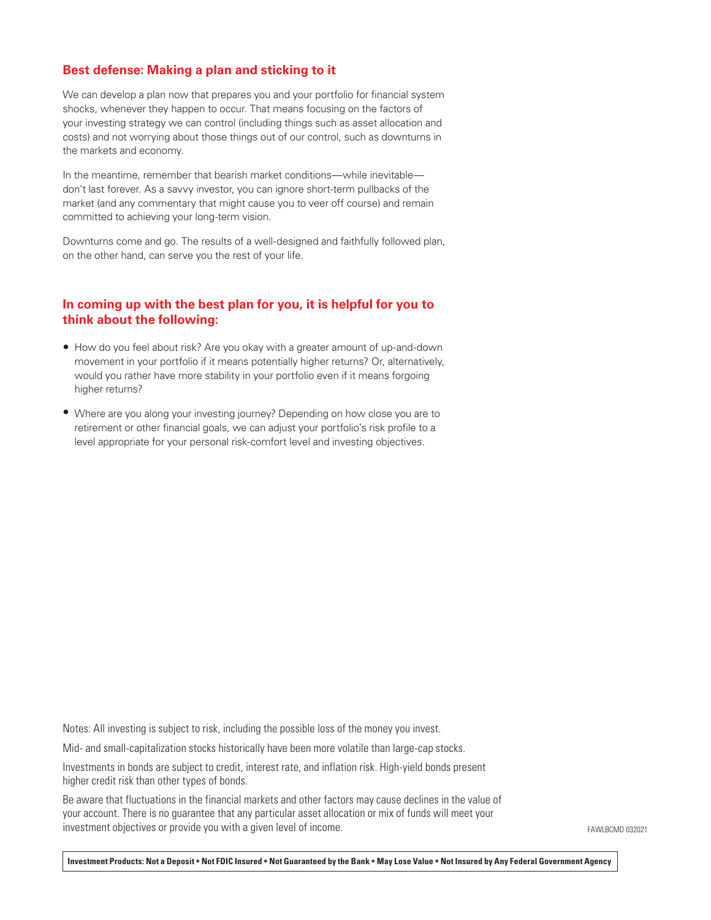## Best defense: Making a plan and sticking to it

We can develop a plan now that prepares you and your portfolio for financial system shocks, whenever they happen to occur. That means focusing on the factors of your investing strategy we can control (including things such as asset allocation and costs) and not worrying about those things out of our control, such as downturns in the markets and economy.

In the meantime, remember that bearish market conditions—while inevitable—don't last forever. As a savvy investor, you can ignore short-term pullbacks of the market (and any commentary that might cause you to veer off course) and remain committed to achieving your long-term vision.

Downturns come and go. The results of a well-designed and faithfully followed plan, on the other hand, can serve you the rest of your life.

## In coming up with the best plan for you, it is helpful for you to think about the following:

- How do you feel about risk? Are you okay with a greater amount of up-and-down movement in your portfolio if it means potentially higher returns? Or, alternatively, would you rather have more stability in your portfolio even if it means forgoing higher returns?
- Where are you along your investing journey? Depending on how close you are to retirement or other financial goals, we can adjust your portfolio's risk profile to a level appropriate for your personal risk-comfort level and investing objectives.

Notes: All investing is subject to risk, including the possible loss of the money you invest.

Mid- and small-capitalization stocks historically have been more volatile than large-cap stocks.

Investments in bonds are subject to credit, interest rate, and inflation risk. High-yield bonds present higher credit risk than other types of bonds.

Be aware that fluctuations in the financial markets and other factors may cause declines in the value of your account. There is no guarantee that any particular asset allocation or mix of funds will meet your investment objectives or provide you with a given level of income.

FAWLBCMD 032021

**Investment Products: Not a Deposit • Not FDIC Insured • Not Guaranteed by the Bank • May Lose Value • Not Insured by Any Federal Government Agency**